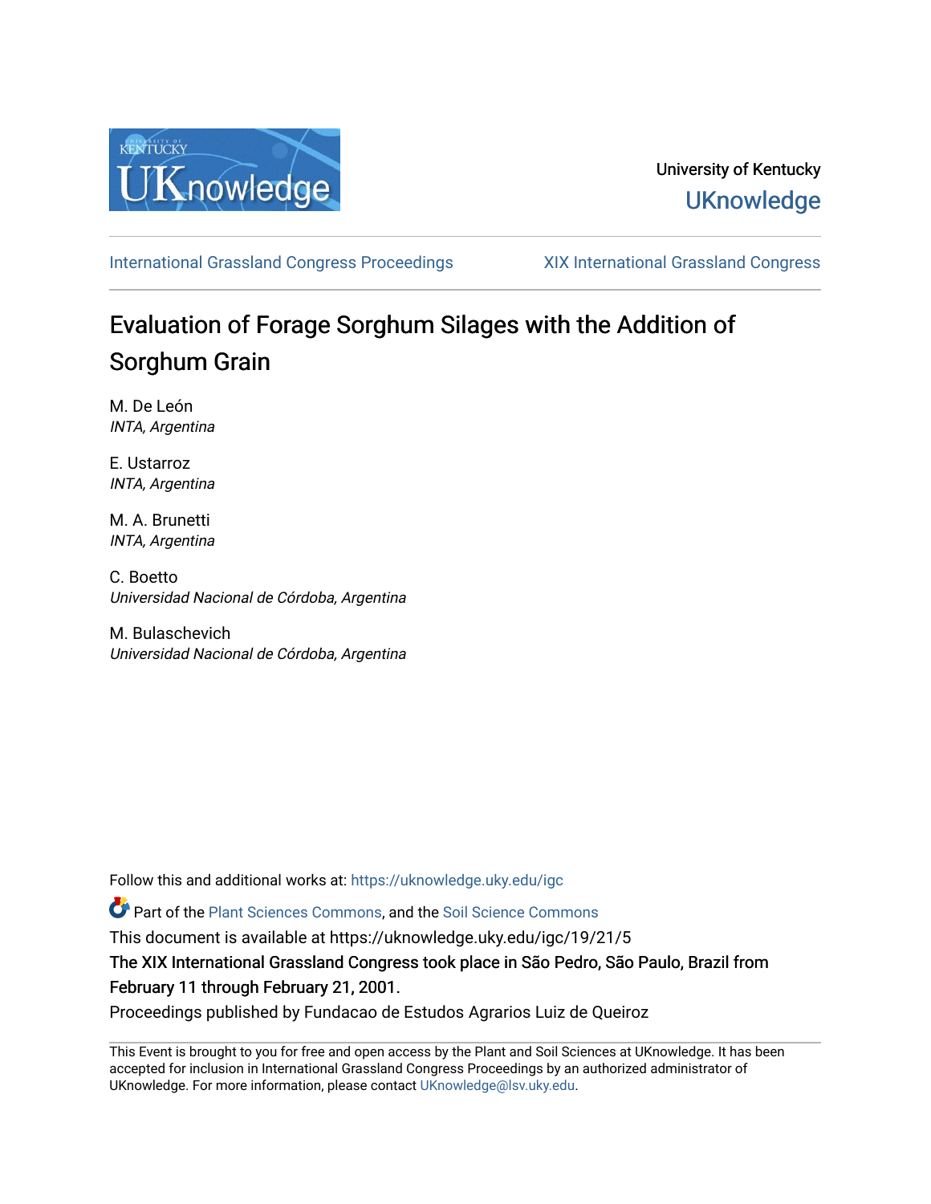University of Kentucky

UKnowledge

International Grassland Congress Proceedings | XIX International Grassland Congress

# Evaluation of Forage Sorghum Silages with the Addition of Sorghum Grain

M. De León
*INTA, Argentina*

E. Ustarroz
*INTA, Argentina*

M. A. Brunetti
*INTA, Argentina*

C. Boetto
*Universidad Nacional de Córdoba, Argentina*

M. Bulaschevich
*Universidad Nacional de Córdoba, Argentina*

Follow this and additional works at: https://uknowledge.uky.edu/igc

Part of the Plant Sciences Commons, and the Soil Science Commons

This document is available at https://uknowledge.uky.edu/igc/19/21/5

The XIX International Grassland Congress took place in São Pedro, São Paulo, Brazil from February 11 through February 21, 2001.

Proceedings published by Fundacao de Estudos Agrarios Luiz de Queiroz

This Event is brought to you for free and open access by the Plant and Soil Sciences at UKnowledge. It has been accepted for inclusion in International Grassland Congress Proceedings by an authorized administrator of UKnowledge. For more information, please contact UKnowledge@lsv.uky.edu.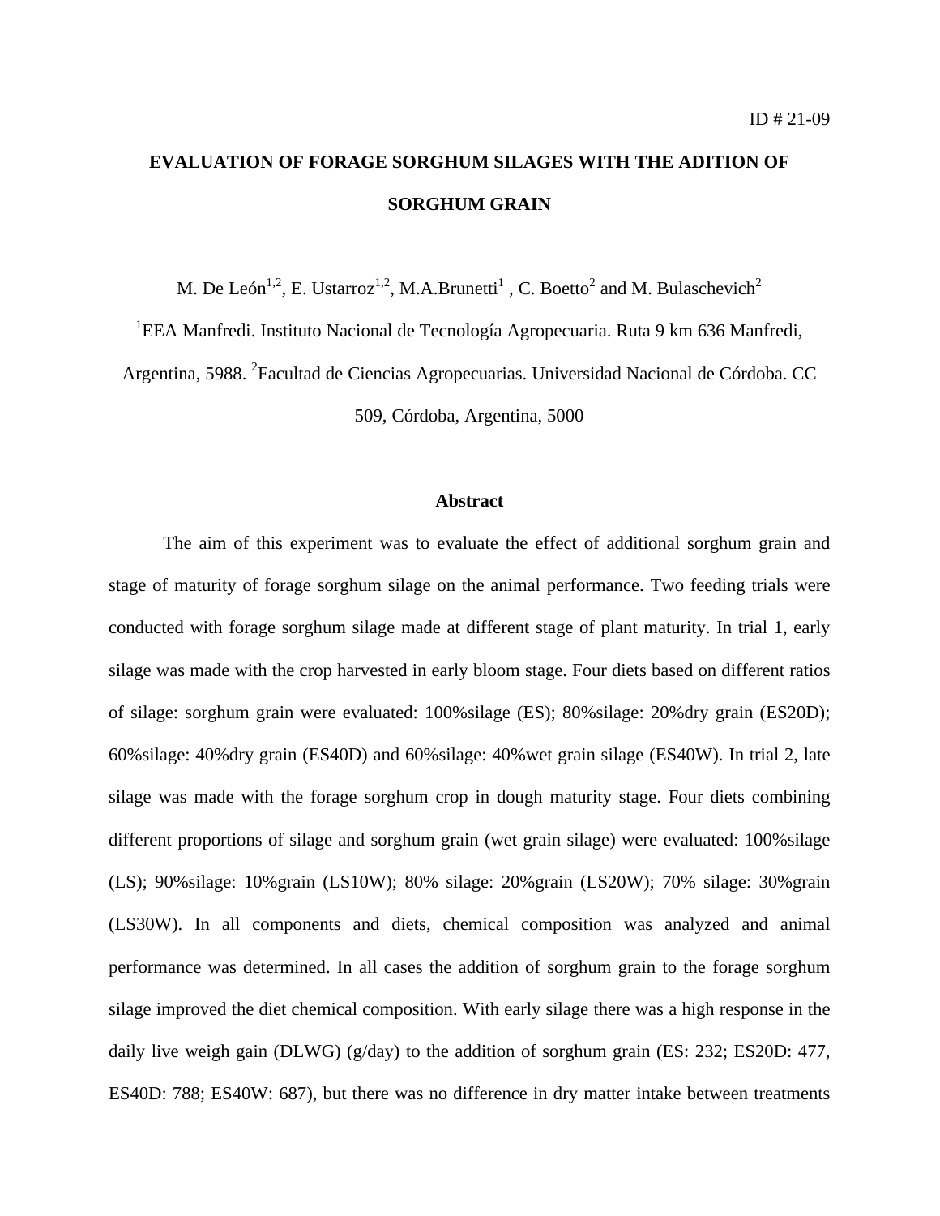ID # 21-09

# EVALUATION OF FORAGE SORGHUM SILAGES WITH THE ADITION OF SORGHUM GRAIN

M. De León[1,2], E. Ustarroz[1,2], M.A.Brunetti[1] , C. Boetto[2] and M. Bulaschevich[2]

[1]EEA Manfredi. Instituto Nacional de Tecnología Agropecuaria. Ruta 9 km 636 Manfredi, Argentina, 5988. [2]Facultad de Ciencias Agropecuarias. Universidad Nacional de Córdoba. CC 509, Córdoba, Argentina, 5000

## Abstract

The aim of this experiment was to evaluate the effect of additional sorghum grain and stage of maturity of forage sorghum silage on the animal performance. Two feeding trials were conducted with forage sorghum silage made at different stage of plant maturity. In trial 1, early silage was made with the crop harvested in early bloom stage. Four diets based on different ratios of silage: sorghum grain were evaluated: 100%silage (ES); 80%silage: 20%dry grain (ES20D); 60%silage: 40%dry grain (ES40D) and 60%silage: 40%wet grain silage (ES40W). In trial 2, late silage was made with the forage sorghum crop in dough maturity stage. Four diets combining different proportions of silage and sorghum grain (wet grain silage) were evaluated: 100%silage (LS); 90%silage: 10%grain (LS10W); 80% silage: 20%grain (LS20W); 70% silage: 30%grain (LS30W). In all components and diets, chemical composition was analyzed and animal performance was determined. In all cases the addition of sorghum grain to the forage sorghum silage improved the diet chemical composition. With early silage there was a high response in the daily live weigh gain (DLWG) (g/day) to the addition of sorghum grain (ES: 232; ES20D: 477, ES40D: 788; ES40W: 687), but there was no difference in dry matter intake between treatments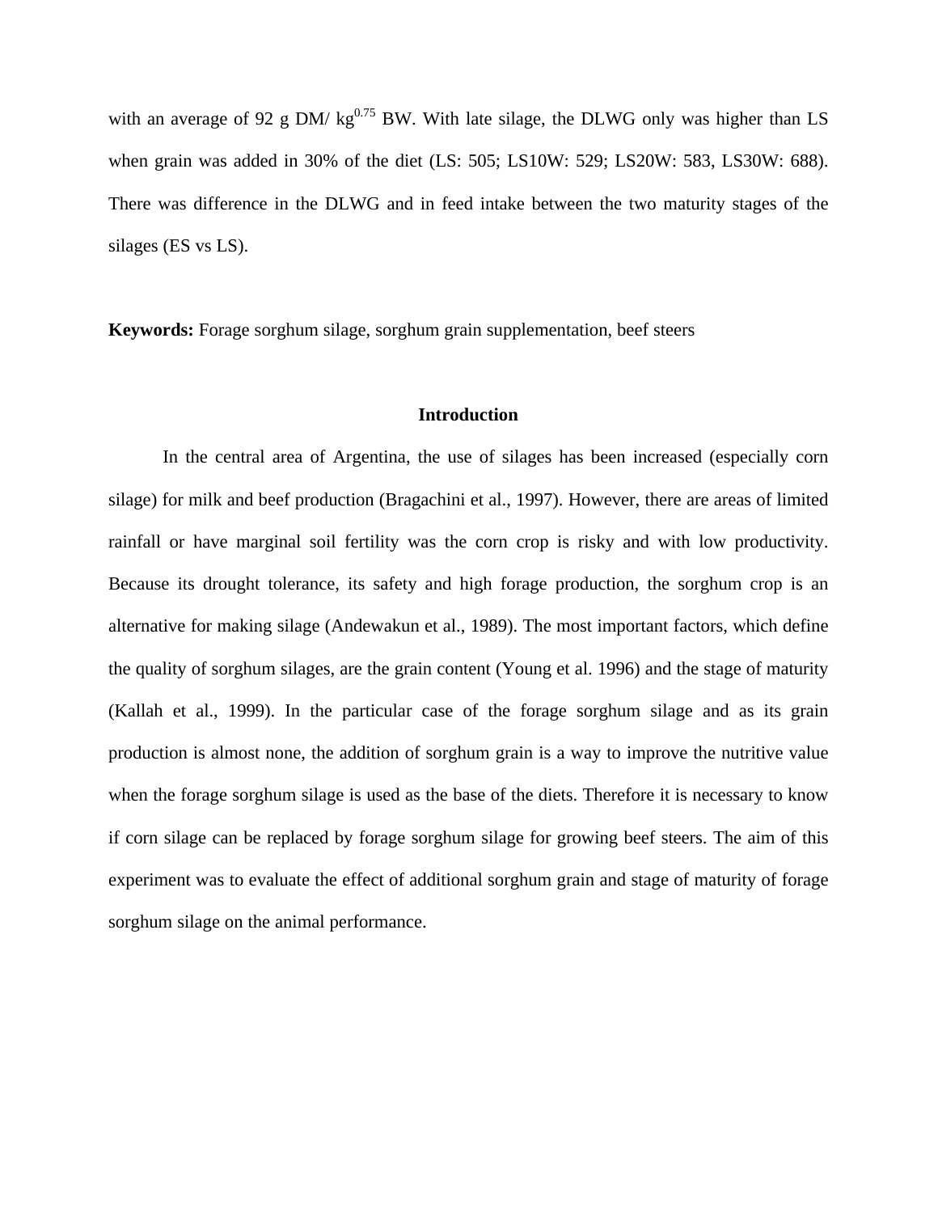with an average of 92 g DM/ $kg^{0.75}$ BW. With late silage, the DLWG only was higher than LS when grain was added in 30% of the diet (LS: 505; LS10W: 529; LS20W: 583, LS30W: 688). There was difference in the DLWG and in feed intake between the two maturity stages of the silages (ES vs LS).

**Keywords:** Forage sorghum silage, sorghum grain supplementation, beef steers

## Introduction

In the central area of Argentina, the use of silages has been increased (especially corn silage) for milk and beef production (Bragachini et al., 1997). However, there are areas of limited rainfall or have marginal soil fertility was the corn crop is risky and with low productivity. Because its drought tolerance, its safety and high forage production, the sorghum crop is an alternative for making silage (Andewakun et al., 1989). The most important factors, which define the quality of sorghum silages, are the grain content (Young et al. 1996) and the stage of maturity (Kallah et al., 1999). In the particular case of the forage sorghum silage and as its grain production is almost none, the addition of sorghum grain is a way to improve the nutritive value when the forage sorghum silage is used as the base of the diets. Therefore it is necessary to know if corn silage can be replaced by forage sorghum silage for growing beef steers. The aim of this experiment was to evaluate the effect of additional sorghum grain and stage of maturity of forage sorghum silage on the animal performance.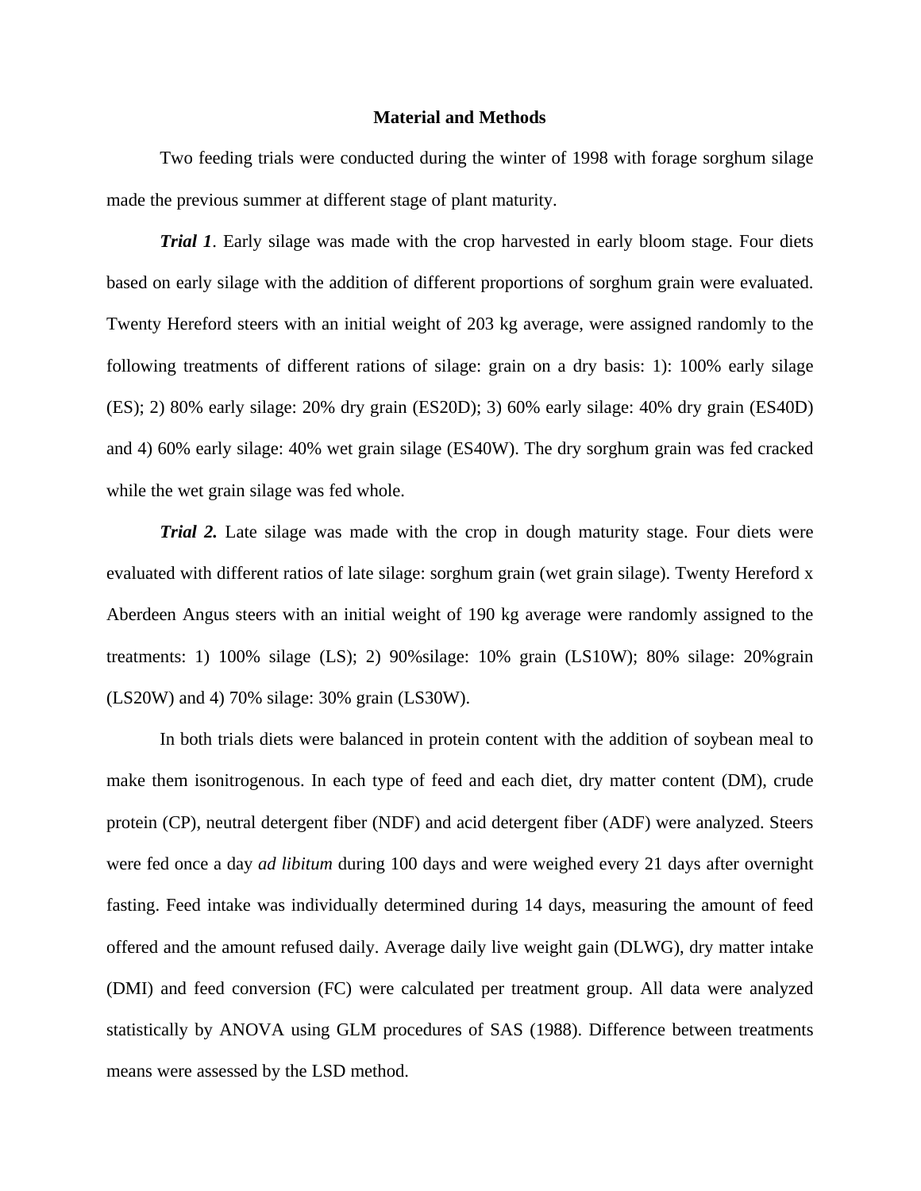## Material and Methods

Two feeding trials were conducted during the winter of 1998 with forage sorghum silage made the previous summer at different stage of plant maturity.

***Trial 1***. Early silage was made with the crop harvested in early bloom stage. Four diets based on early silage with the addition of different proportions of sorghum grain were evaluated. Twenty Hereford steers with an initial weight of 203 kg average, were assigned randomly to the following treatments of different rations of silage: grain on a dry basis: 1): 100% early silage (ES); 2) 80% early silage: 20% dry grain (ES20D); 3) 60% early silage: 40% dry grain (ES40D) and 4) 60% early silage: 40% wet grain silage (ES40W). The dry sorghum grain was fed cracked while the wet grain silage was fed whole.

***Trial 2.*** Late silage was made with the crop in dough maturity stage. Four diets were evaluated with different ratios of late silage: sorghum grain (wet grain silage). Twenty Hereford x Aberdeen Angus steers with an initial weight of 190 kg average were randomly assigned to the treatments: 1) 100% silage (LS); 2) 90%silage: 10% grain (LS10W); 80% silage: 20%grain (LS20W) and 4) 70% silage: 30% grain (LS30W).

In both trials diets were balanced in protein content with the addition of soybean meal to make them isonitrogenous. In each type of feed and each diet, dry matter content (DM), crude protein (CP), neutral detergent fiber (NDF) and acid detergent fiber (ADF) were analyzed. Steers were fed once a day *ad libitum* during 100 days and were weighed every 21 days after overnight fasting. Feed intake was individually determined during 14 days, measuring the amount of feed offered and the amount refused daily. Average daily live weight gain (DLWG), dry matter intake (DMI) and feed conversion (FC) were calculated per treatment group. All data were analyzed statistically by ANOVA using GLM procedures of SAS (1988). Difference between treatments means were assessed by the LSD method.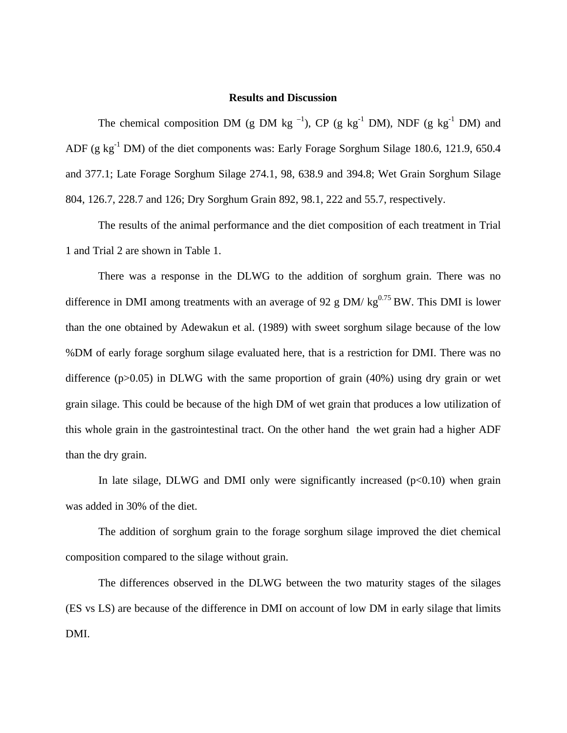## Results and Discussion

The chemical composition DM (g DM kg $^{-1}$), CP (g kg$^{-1}$ DM), NDF (g kg$^{-1}$ DM) and ADF (g kg$^{-1}$ DM) of the diet components was: Early Forage Sorghum Silage 180.6, 121.9, 650.4 and 377.1; Late Forage Sorghum Silage 274.1, 98, 638.9 and 394.8; Wet Grain Sorghum Silage 804, 126.7, 228.7 and 126; Dry Sorghum Grain 892, 98.1, 222 and 55.7, respectively.

The results of the animal performance and the diet composition of each treatment in Trial 1 and Trial 2 are shown in Table 1.

There was a response in the DLWG to the addition of sorghum grain. There was no difference in DMI among treatments with an average of 92 g DM/ kg$^{0.75}$ BW. This DMI is lower than the one obtained by Adewakun et al. (1989) with sweet sorghum silage because of the low %DM of early forage sorghum silage evaluated here, that is a restriction for DMI. There was no difference ($p>0.05$) in DLWG with the same proportion of grain (40%) using dry grain or wet grain silage. This could be because of the high DM of wet grain that produces a low utilization of this whole grain in the gastrointestinal tract. On the other hand the wet grain had a higher ADF than the dry grain.

In late silage, DLWG and DMI only were significantly increased ($p<0.10$) when grain was added in 30% of the diet.

The addition of sorghum grain to the forage sorghum silage improved the diet chemical composition compared to the silage without grain.

The differences observed in the DLWG between the two maturity stages of the silages (ES vs LS) are because of the difference in DMI on account of low DM in early silage that limits DMI.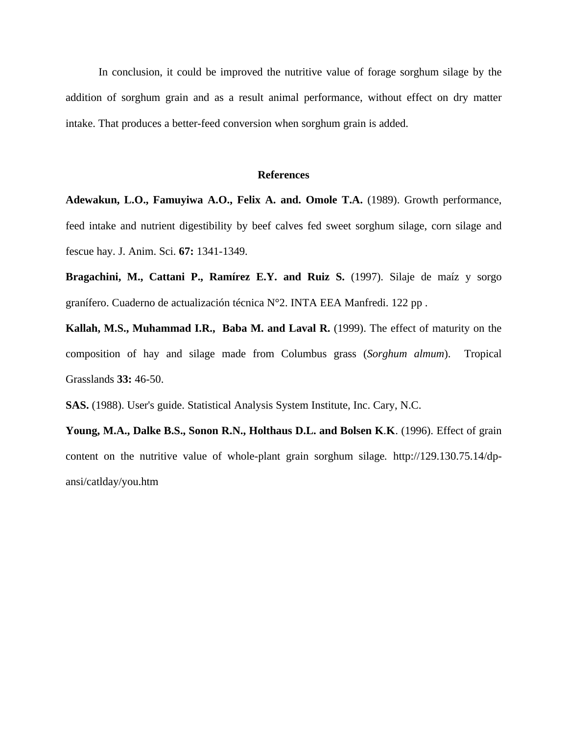In conclusion, it could be improved the nutritive value of forage sorghum silage by the addition of sorghum grain and as a result animal performance, without effect on dry matter intake. That produces a better-feed conversion when sorghum grain is added.

## References

**Adewakun, L.O., Famuyiwa A.O., Felix A. and. Omole T.A.** (1989). Growth performance, feed intake and nutrient digestibility by beef calves fed sweet sorghum silage, corn silage and fescue hay. J. Anim. Sci. **67:** 1341-1349.

**Bragachini, M., Cattani P., Ramírez E.Y. and Ruiz S.** (1997). Silaje de maíz y sorgo granífero. Cuaderno de actualización técnica N°2. INTA EEA Manfredi. 122 pp .

**Kallah, M.S., Muhammad I.R., Baba M. and Laval R.** (1999). The effect of maturity on the composition of hay and silage made from Columbus grass (*Sorghum almum*). Tropical Grasslands **33:** 46-50.

**SAS.** (1988). User's guide. Statistical Analysis System Institute, Inc. Cary, N.C.

**Young, M.A., Dalke B.S., Sonon R.N., Holthaus D.L. and Bolsen K**.**K**. (1996). Effect of grain content on the nutritive value of whole-plant grain sorghum silage. http://129.130.75.14/dp-ansi/catlday/you.htm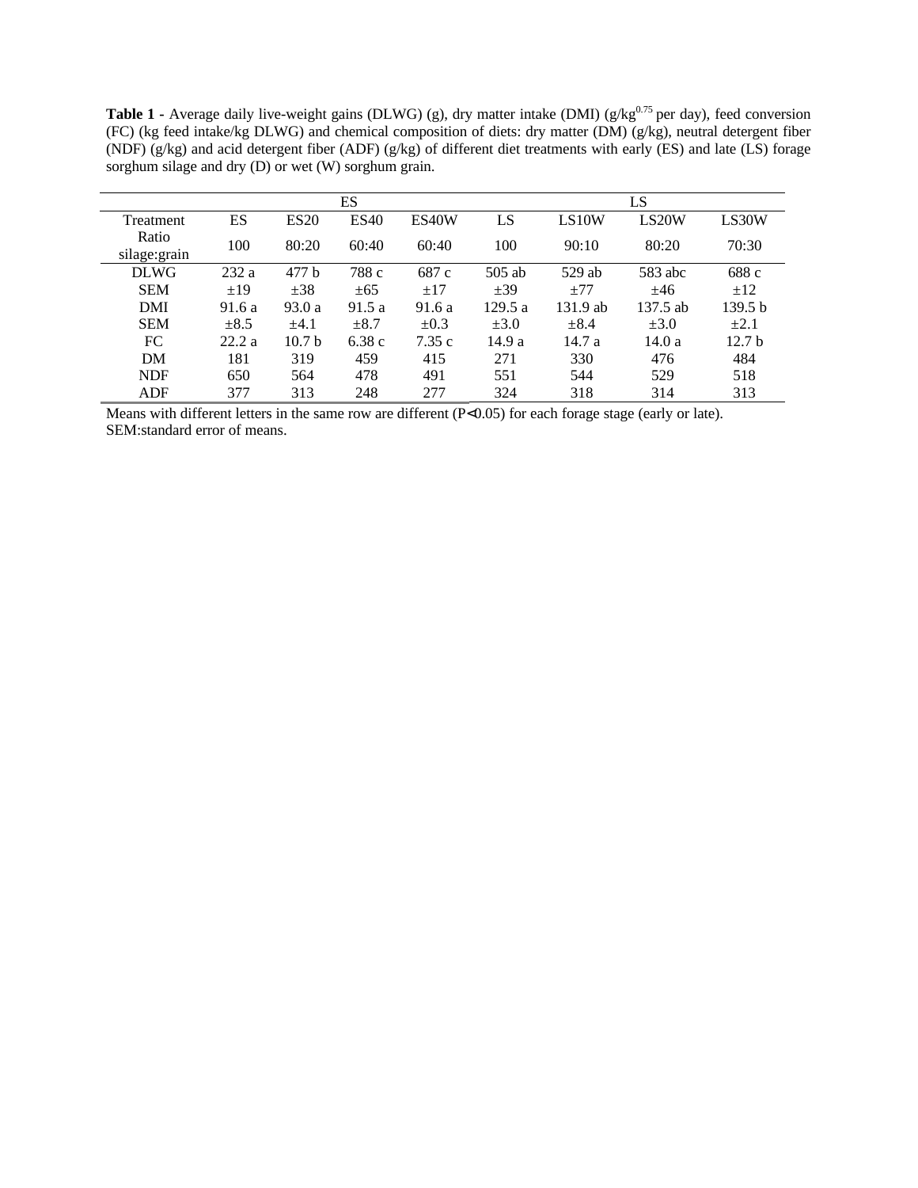**Table 1 -** Average daily live-weight gains (DLWG) (g), dry matter intake (DMI) (g/kg$^{0.75}$ per day), feed conversion (FC) (kg feed intake/kg DLWG) and chemical composition of diets: dry matter (DM) (g/kg), neutral detergent fiber (NDF) (g/kg) and acid detergent fiber (ADF) (g/kg) of different diet treatments with early (ES) and late (LS) forage sorghum silage and dry (D) or wet (W) sorghum grain.

| | ES | | | | LS | | | |
|---|---|---|---|---|---|---|---|---|
| Treatment | ES | ES20 | ES40 | ES40W | LS | LS10W | LS20W | LS30W |
| Ratio silage:grain | 100 | 80:20 | 60:40 | 60:40 | 100 | 90:10 | 80:20 | 70:30 |
| DLWG | 232 a | 477 b | 788 c | 687 c | 505 ab | 529 ab | 583 abc | 688 c |
| SEM | ±19 | ±38 | ±65 | ±17 | ±39 | ±77 | ±46 | ±12 |
| DMI | 91.6 a | 93.0 a | 91.5 a | 91.6 a | 129.5 a | 131.9 ab | 137.5 ab | 139.5 b |
| SEM | ±8.5 | ±4.1 | ±8.7 | ±0.3 | ±3.0 | ±8.4 | ±3.0 | ±2.1 |
| FC | 22.2 a | 10.7 b | 6.38 c | 7.35 c | 14.9 a | 14.7 a | 14.0 a | 12.7 b |
| DM | 181 | 319 | 459 | 415 | 271 | 330 | 476 | 484 |
| NDF | 650 | 564 | 478 | 491 | 551 | 544 | 529 | 518 |
| ADF | 377 | 313 | 248 | 277 | 324 | 318 | 314 | 313 |

Means with different letters in the same row are different ($P<0.05$) for each forage stage (early or late).
SEM:standard error of means.